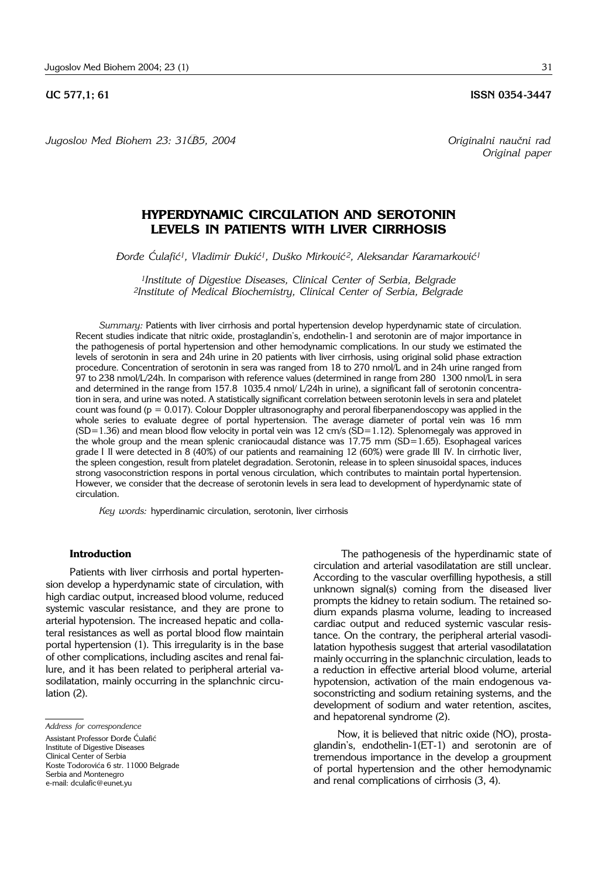UC 577,1; 61

ISSN 0354-3447

*Jugoslov Med Biohem 23: 31–35, 2004*

*Originalni naučni rad*
*Original paper*

# HYPERDYNAMIC CIRCULATION AND SEROTONIN LEVELS IN PATIENTS WITH LIVER CIRRHOSIS

*Đorđe Ćulafić[1], Vladimir Đukić[1], Duško Mirković[2], Aleksandar Karamarković[1]*

*[1]Institute of Digestive Diseases, Clinical Center of Serbia, Belgrade*
*[2]Institute of Medical Biochemistry, Clinical Center of Serbia, Belgrade*

*Summary:* Patients with liver cirrhosis and portal hypertension develop hyperdynamic state of circulation. Recent studies indicate that nitric oxide, prostaglandin's, endothelin-1 and serotonin are of major importance in the pathogenesis of portal hypertension and other hemodynamic complications. In our study we estimated the levels of serotonin in sera and 24h urine in 20 patients with liver cirrhosis, using original solid phase extraction procedure. Concentration of serotonin in sera was ranged from 18 to 270 nmol/L and in 24h urine ranged from 97 to 238 nmol/L/24h. In comparison with reference values (determined in range from 280 1300 nmol/L in sera and determined in the range from 157.8 1035.4 nmol/ L/24h in urine), a significant fall of serotonin concentration in sera, and urine was noted. A statistically significant correlation between serotonin levels in sera and platelet count was found ($p = 0.017$). Colour Doppler ultrasonography and peroral fiberpanendoscopy was applied in the whole series to evaluate degree of portal hypertension. The average diameter of portal vein was 16 mm (SD=1.36) and mean blood flow velocity in portal vein was 12 cm/s (SD=1.12). Splenomegaly was approved in the whole group and the mean splenic craniocaudal distance was 17.75 mm (SD=1.65). Esophageal varices grade I II were detected in 8 (40%) of our patients and reamaining 12 (60%) were grade III IV. In cirrhotic liver, the spleen congestion, result from platelet degradation. Serotonin, release in to spleen sinusoidal spaces, induces strong vasoconstriction respons in portal venous circulation, which contributes to maintain portal hypertension. However, we consider that the decrease of serotonin levels in sera lead to development of hyperdynamic state of circulation.

*Key words:* hyperdinamic circulation, serotonin, liver cirrhosis

## Introduction

Patients with liver cirrhosis and portal hypertension develop a hyperdynamic state of circulation, with high cardiac output, increased blood volume, reduced systemic vascular resistance, and they are prone to arterial hypotension. The increased hepatic and collateral resistances as well as portal blood flow maintain portal hypertension (1). This irregularity is in the base of other complications, including ascites and renal failure, and it has been related to peripheral arterial vasodilatation, mainly occurring in the splanchnic circulation (2).

The pathogenesis of the hyperdinamic state of circulation and arterial vasodilatation are still unclear. According to the vascular overfilling hypothesis, a still unknown signal(s) coming from the diseased liver prompts the kidney to retain sodium. The retained sodium expands plasma volume, leading to increased cardiac output and reduced systemic vascular resistance. On the contrary, the peripheral arterial vasodilatation hypothesis suggest that arterial vasodilatation mainly occurring in the splanchnic circulation, leads to a reduction in effective arterial blood volume, arterial hypotension, activation of the main endogenous vasoconstricting and sodium retaining systems, and the development of sodium and water retention, ascites, and hepatorenal syndrome (2).

Now, it is believed that nitric oxide (NO), prostaglandin's, endothelin-1(ET-1) and serotonin are of tremendous importance in the develop a groupment of portal hypertension and the other hemodynamic and renal complications of cirrhosis (3, 4).

*Address for correspondence*

Assistant Professor Đorđe Ćulafić
Institute of Digestive Diseases
Clinical Center of Serbia
Koste Todorovića 6 str. 11000 Belgrade
Serbia and Montenegro
e-mail: dculafic@eunet.yu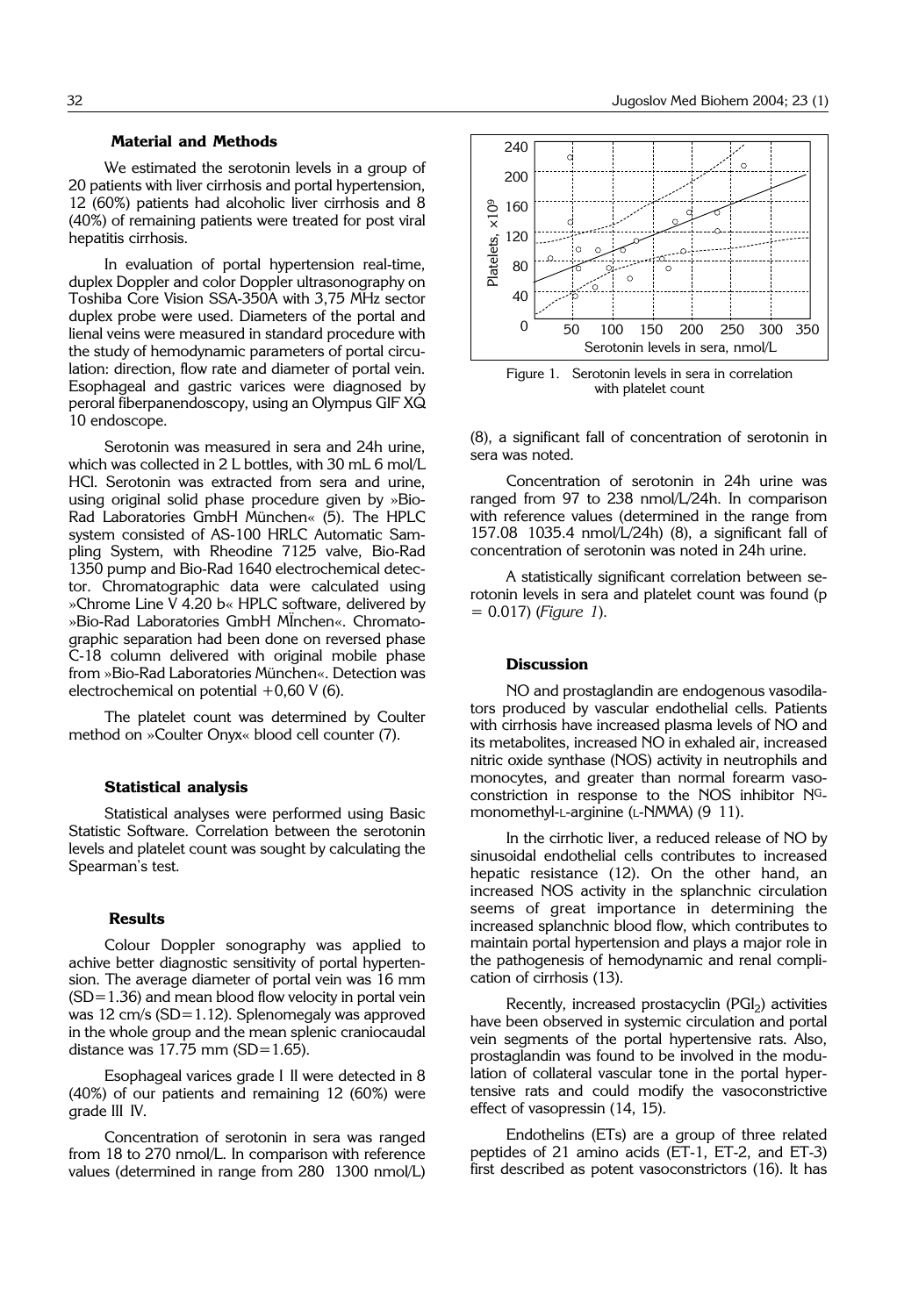### Material and Methods

We estimated the serotonin levels in a group of 20 patients with liver cirrhosis and portal hypertension, 12 (60%) patients had alcoholic liver cirrhosis and 8 (40%) of remaining patients were treated for post viral hepatitis cirrhosis.

In evaluation of portal hypertension real-time, duplex Doppler and color Doppler ultrasonography on Toshiba Core Vision SSA-350A with 3,75 MHz sector duplex probe were used. Diameters of the portal and lienal veins were measured in standard procedure with the study of hemodynamic parameters of portal circulation: direction, flow rate and diameter of portal vein. Esophageal and gastric varices were diagnosed by peroral fiberpanendoscopy, using an Olympus GIF XQ 10 endoscope.

Serotonin was measured in sera and 24h urine, which was collected in 2 L bottles, with 30 mL 6 mol/L HCl. Serotonin was extracted from sera and urine, using original solid phase procedure given by »Bio-Rad Laboratories GmbH München« (5). The HPLC system consisted of AS-100 HRLC Automatic Sampling System, with Rheodine 7125 valve, Bio-Rad 1350 pump and Bio-Rad 1640 electrochemical detector. Chromatographic data were calculated using »Chrome Line V 4.20 b« HPLC software, delivered by »Bio-Rad Laboratories GmbH MÏnchen«. Chromatographic separation had been done on reversed phase C-18 column delivered with original mobile phase from »Bio-Rad Laboratories München«. Detection was electrochemical on potential +0,60 V (6).

The platelet count was determined by Coulter method on »Coulter Onyx« blood cell counter (7).

### Statistical analysis

Statistical analyses were performed using Basic Statistic Software. Correlation between the serotonin levels and platelet count was sought by calculating the Spearman's test.

### Results

Colour Doppler sonography was applied to achive better diagnostic sensitivity of portal hypertension. The average diameter of portal vein was 16 mm (SD=1.36) and mean blood flow velocity in portal vein was 12 cm/s (SD=1.12). Splenomegaly was approved in the whole group and the mean splenic craniocaudal distance was 17.75 mm (SD=1.65).

Esophageal varices grade I II were detected in 8 (40%) of our patients and remaining 12 (60%) were grade III IV.

Concentration of serotonin in sera was ranged from 18 to 270 nmol/L. In comparison with reference values (determined in range from 280 1300 nmol/L) (8), a significant fall of concentration of serotonin in sera was noted.

Concentration of serotonin in 24h urine was ranged from 97 to 238 nmol/L/24h. In comparison with reference values (determined in the range from 157.08 1035.4 nmol/L/24h) (8), a significant fall of concentration of serotonin was noted in 24h urine.

A statistically significant correlation between serotonin levels in sera and platelet count was found ($p = 0.017$) (*Figure 1*).

Figure 1. Serotonin levels in sera in correlation with platelet count

### Discussion

NO and prostaglandin are endogenous vasodilators produced by vascular endothelial cells. Patients with cirrhosis have increased plasma levels of NO and its metabolites, increased NO in exhaled air, increased nitric oxide synthase (NOS) activity in neutrophils and monocytes, and greater than normal forearm vasoconstriction in response to the NOS inhibitor $N^G$-monomethyl-L-arginine (L-NMMA) (9 11).

In the cirrhotic liver, a reduced release of NO by sinusoidal endothelial cells contributes to increased hepatic resistance (12). On the other hand, an increased NOS activity in the splanchnic circulation seems of great importance in determining the increased splanchnic blood flow, which contributes to maintain portal hypertension and plays a major role in the pathogenesis of hemodynamic and renal complication of cirrhosis (13).

Recently, increased prostacyclin ($PGI_2$) activities have been observed in systemic circulation and portal vein segments of the portal hypertensive rats. Also, prostaglandin was found to be involved in the modulation of collateral vascular tone in the portal hypertensive rats and could modify the vasoconstrictive effect of vasopressin (14, 15).

Endothelins (ETs) are a group of three related peptides of 21 amino acids (ET-1, ET-2, and ET-3) first described as potent vasoconstrictors (16). It has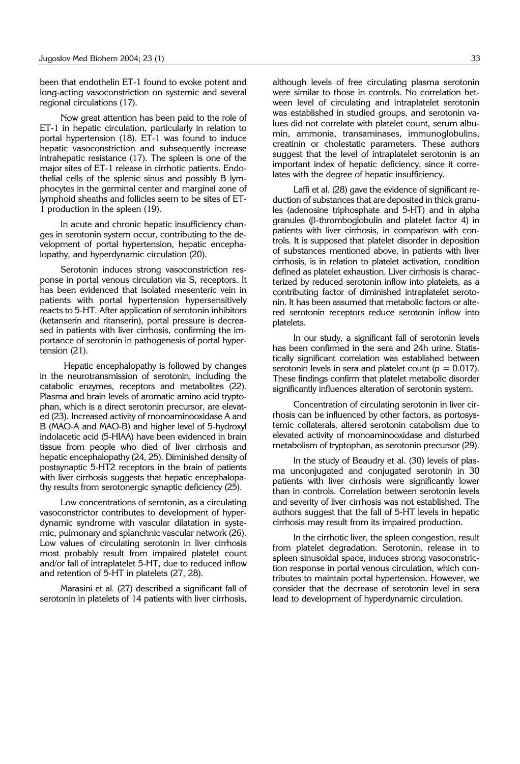been that endothelin ET-1 found to evoke potent and long-acting vasoconstriction on systemic and several regional circulations (17).

Now great attention has been paid to the role of ET-1 in hepatic circulation, particularly in relation to portal hypertension (18). ET-1 was found to induce hepatic vasoconstriction and subsequently increase intrahepatic resistance (17). The spleen is one of the major sites of ET-1 release in cirrhotic patients. Endothelial cells of the splenic sinus and possibly B lymphocytes in the germinal center and marginal zone of lymphoid sheaths and follicles seem to be sites of ET-1 production in the spleen (19).

In acute and chronic hepatic insufficiency changes in serotonin system occur, contributing to the development of portal hypertension, hepatic encephalopathy, and hyperdynamic circulation (20).

Serotonin induces strong vasoconstriction response in portal venous circulation via $S_2$ receptors. It has been evidenced that isolated mesenteric vein in patients with portal hypertension hypersensitively reacts to 5-HT. After application of serotonin inhibitors (ketanserin and ritanserin), portal pressure is decreased in patients with liver cirrhosis, confirming the importance of serotonin in pathogenesis of portal hypertension (21).

Hepatic encephalopathy is followed by changes in the neurotransmission of serotonin, including the catabolic enzymes, receptors and metabolites (22). Plasma and brain levels of aromatic amino acid tryptophan, which is a direct serotonin precursor, are elevated (23). Increased activity of monoaminooxidase A and B (MAO-A and MAO-B) and higher level of 5-hydroxyl indolacetic acid (5-HIAA) have been evidenced in brain tissue from people who died of liver cirrhosis and hepatic encephalopathy (24, 25). Diminished density of postsynaptic 5-HT2 receptors in the brain of patients with liver cirrhosis suggests that hepatic encephalopathy results from serotonergic synaptic deficiency (25).

Low concentrations of serotonin, as a circulating vasoconstrictor contributes to development of hyperdynamic syndrome with vascular dilatation in systemic, pulmonary and splanchnic vascular network (26). Low values of circulating serotonin in liver cirrhosis most probably result from impaired platelet count and/or fall of intraplatelet 5-HT, due to reduced inflow and retention of 5-HT in platelets (27, 28).

Marasini et al. (27) described a significant fall of serotonin in platelets of 14 patients with liver cirrhosis, although levels of free circulating plasma serotonin were similar to those in controls. No correlation between level of circulating and intraplatelet serotonin was established in studied groups, and serotonin values did not correlate with platelet count, serum albumin, ammonia, transaminases, immunoglobulins, creatinin or cholestatic parameters. These authors suggest that the level of intraplatelet serotonin is an important index of hepatic deficiency, since it correlates with the degree of hepatic insufficiency.

Laffi et al. (28) gave the evidence of significant reduction of substances that are deposited in thick granules (adenosine triphosphate and 5-HT) and in alpha granules (β-thromboglobulin and platelet factor 4) in patients with liver cirrhosis, in comparison with controls. It is supposed that platelet disorder in deposition of substances mentioned above, in patients with liver cirrhosis, is in relation to platelet activation, condition defined as platelet exhaustion. Liver cirrhosis is characterized by reduced serotonin inflow into platelets, as a contributing factor of diminished intraplatelet serotonin. It has been assumed that metabolic factors or altered serotonin receptors reduce serotonin inflow into platelets.

In our study, a significant fall of serotonin levels has been confirmed in the sera and 24h urine. Statistically significant correlation was established between serotonin levels in sera and platelet count ($p = 0.017$). These findings confirm that platelet metabolic disorder significantly influences alteration of serotonin system.

Concentration of circulating serotonin in liver cirrhosis can be influenced by other factors, as portosystemic collaterals, altered serotonin catabolism due to elevated activity of monoaminooxidase and disturbed metabolism of tryptophan, as serotonin precursor (29).

In the study of Beaudry et al. (30) levels of plasma unconjugated and conjugated serotonin in 30 patients with liver cirrhosis were significantly lower than in controls. Correlation between serotonin levels and severity of liver cirrhosis was not established. The authors suggest that the fall of 5-HT levels in hepatic cirrhosis may result from its impaired production.

In the cirrhotic liver, the spleen congestion, result from platelet degradation. Serotonin, release in to spleen sinusoidal space, induces strong vasoconstriction response in portal venous circulation, which contributes to maintain portal hypertension. However, we consider that the decrease of serotonin level in sera lead to development of hyperdynamic circulation.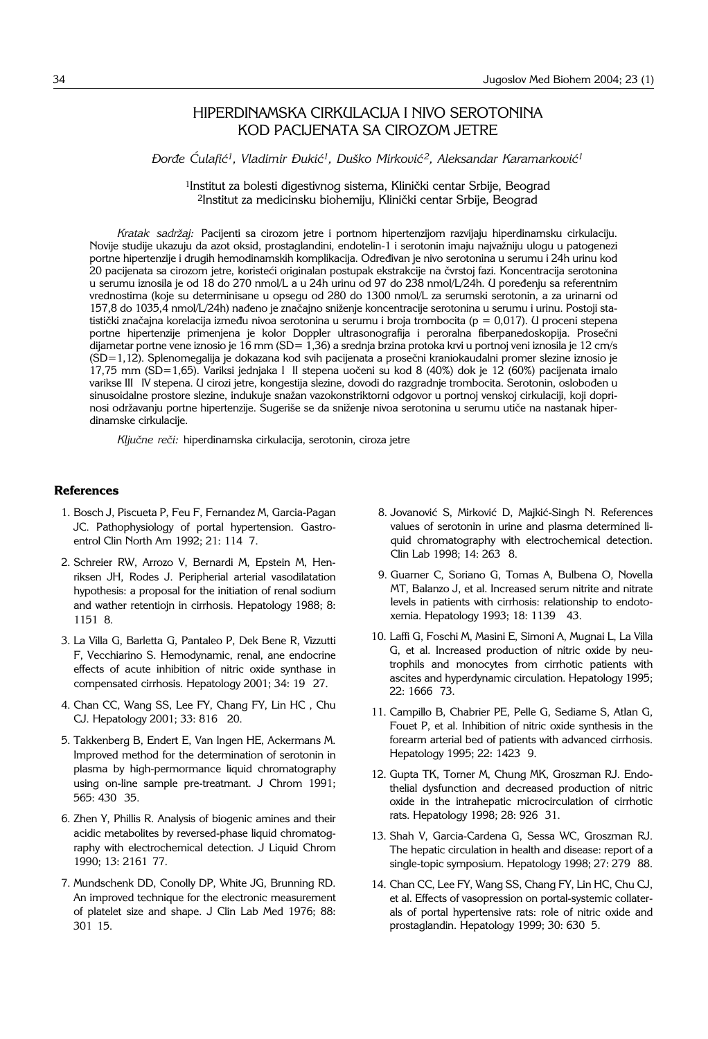# HIPERDINAMSKA CIRKULACIJA I NIVO SEROTONINA KOD PACIJENATA SA CIROZOM JETRE

*Đorđe Ćulafić[1], Vladimir Đukić[1], Duško Mirković[2], Aleksandar Karamarković[1]*

[1]Institut za bolesti digestivnog sistema, Klinički centar Srbije, Beograd
[2]Institut za medicinsku biohemiju, Klinički centar Srbije, Beograd

*Kratak sadržaj:* Pacijenti sa cirozom jetre i portnom hipertenzijom razvijaju hiperdinamsku cirkulaciju. Novije studije ukazuju da azot oksid, prostaglandini, endotelin-1 i serotonin imaju najvažniju ulogu u patogenezi portne hipertenzije i drugih hemodinamskih komplikacija. Određivan je nivo serotonina u serumu i 24h urinu kod 20 pacijenata sa cirozom jetre, koristeći originalan postupak ekstrakcije na čvrstoj fazi. Koncentracija serotonina u serumu iznosila je od 18 do 270 nmol/L a u 24h urinu od 97 do 238 nmol/L/24h. U poređenju sa referentnim vrednostima (koje su determinisane u opsegu od 280 do 1300 nmol/L za serumski serotonin, a za urinarni od 157,8 do 1035,4 nmol/L/24h) nađeno je značajno sniženje koncentracije serotonina u serumu i urinu. Postoji statistički značajna korelacija između nivoa serotonina u serumu i broja trombocita ($p = 0,017$). U proceni stepena portne hipertenzije primenjena je kolor Doppler ultrasonografija i peroralna fiberpanedoskopija. Prosečni dijametar portne vene iznosio je 16 mm (SD= 1,36) a srednja brzina protoka krvi u portnoj veni iznosila je 12 cm/s (SD=1,12). Splenomegalija je dokazana kod svih pacijenata a prosečni kraniokaudalni promer slezine iznosio je 17,75 mm (SD=1,65). Variksi jednjaka I II stepena uočeni su kod 8 (40%) dok je 12 (60%) pacijenata imalo varikse III IV stepena. U cirozi jetre, kongestija slezine, dovodi do razgradnje trombocita. Serotonin, oslobođen u sinusoidalne prostore slezine, indukuje snažan vazokonstriktorni odgovor u portnoj venskoj cirkulaciji, koji doprinosi održavanju portne hipertenzije. Sugeriše se da sniženje nivoa serotonina u serumu utiče na nastanak hiperdinamske cirkulacije.

*Ključne reči:* hiperdinamska cirkulacija, serotonin, ciroza jetre

## References

1. Bosch J, Piscueta P, Feu F, Fernandez M, Garcia-Pagan JC. Pathophysiology of portal hypertension. Gastroentrol Clin North Am 1992; 21: 114 7.
2. Schreier RW, Arrozo V, Bernardi M, Epstein M, Henriksen JH, Rodes J. Peripherial arterial vasodilatation hypothesis: a proposal for the initiation of renal sodium and wather retentiojn in cirrhosis. Hepatology 1988; 8: 1151 8.
3. La Villa G, Barletta G, Pantaleo P, Dek Bene R, Vizzutti F, Vecchiarino S. Hemodynamic, renal, ane endocrine effects of acute inhibition of nitric oxide synthase in compensated cirrhosis. Hepatology 2001; 34: 19 27.
4. Chan CC, Wang SS, Lee FY, Chang FY, Lin HC , Chu CJ. Hepatology 2001; 33: 816 20.
5. Takkenberg B, Endert E, Van Ingen HE, Ackermans M. Improved method for the determination of serotonin in plasma by high-permormance liquid chromatography using on-line sample pre-treatmant. J Chrom 1991; 565: 430 35.
6. Zhen Y, Phillis R. Analysis of biogenic amines and their acidic metabolites by reversed-phase liquid chromatography with electrochemical detection. J Liquid Chrom 1990; 13: 2161 77.
7. Mundschenk DD, Conolly DP, White JG, Brunning RD. An improved technique for the electronic measurement of platelet size and shape. J Clin Lab Med 1976; 88: 301 15.
8. Jovanović S, Mirković D, Majkić-Singh N. References values of serotonin in urine and plasma determined liquid chromatography with electrochemical detection. Clin Lab 1998; 14: 263 8.
9. Guarner C, Soriano G, Tomas A, Bulbena O, Novella MT, Balanzo J, et al. Increased serum nitrite and nitrate levels in patients with cirrhosis: relationship to endotoxemia. Hepatology 1993; 18: 1139 43.
10. Laffi G, Foschi M, Masini E, Simoni A, Mugnai L, La Villa G, et al. Increased production of nitric oxide by neutrophils and monocytes from cirrhotic patients with ascites and hyperdynamic circulation. Hepatology 1995; 22: 1666 73.
11. Campillo B, Chabrier PE, Pelle G, Sediame S, Atlan G, Fouet P, et al. Inhibition of nitric oxide synthesis in the forearm arterial bed of patients with advanced cirrhosis. Hepatology 1995; 22: 1423 9.
12. Gupta TK, Torner M, Chung MK, Groszman RJ. Endothelial dysfunction and decreased production of nitric oxide in the intrahepatic microcirculation of cirrhotic rats. Hepatology 1998; 28: 926 31.
13. Shah V, Garcia-Cardena G, Sessa WC, Groszman RJ. The hepatic circulation in health and disease: report of a single-topic symposium. Hepatology 1998; 27: 279 88.
14. Chan CC, Lee FY, Wang SS, Chang FY, Lin HC, Chu CJ, et al. Effects of vasopression on portal-systemic collaterals of portal hypertensive rats: role of nitric oxide and prostaglandin. Hepatology 1999; 30: 630 5.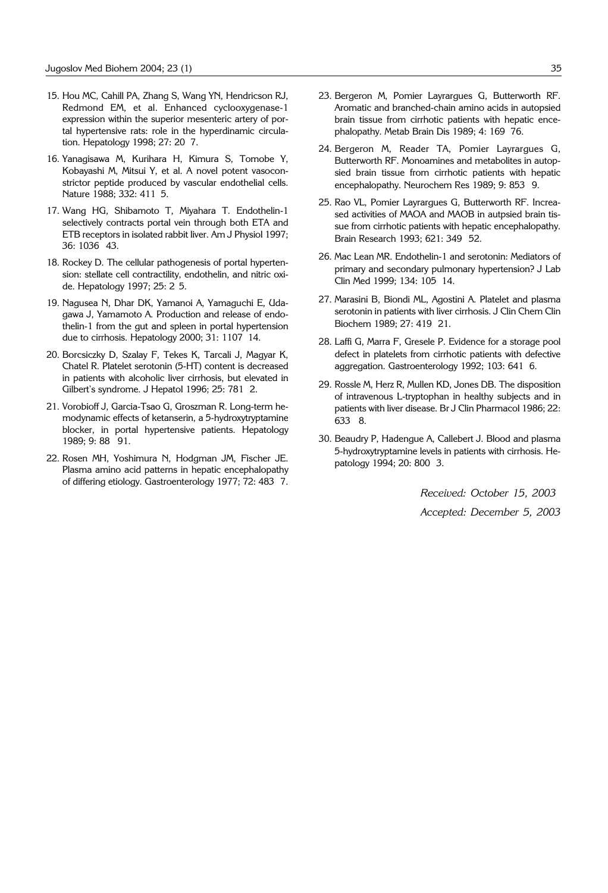15. Hou MC, Cahill PA, Zhang S, Wang YN, Hendricson RJ, Redmond EM, et al. Enhanced cyclooxygenase-1 expression within the superior mesenteric artery of portal hypertensive rats: role in the hyperdinamic circulation. Hepatology 1998; 27: 20 7.
16. Yanagisawa M, Kurihara H, Kimura S, Tomobe Y, Kobayashi M, Mitsui Y, et al. A novel potent vasoconstrictor peptide produced by vascular endothelial cells. Nature 1988; 332: 411 5.
17. Wang HG, Shibamoto T, Miyahara T. Endothelin-1 selectively contracts portal vein through both ETA and ETB receptors in isolated rabbit liver. Am J Physiol 1997; 36: 1036 43.
18. Rockey D. The cellular pathogenesis of portal hypertension: stellate cell contractility, endothelin, and nitric oxide. Hepatology 1997; 25: 2 5.
19. Nagusea N, Dhar DK, Yamanoi A, Yamaguchi E, Udagawa J, Yamamoto A. Production and release of endothelin-1 from the gut and spleen in portal hypertension due to cirrhosis. Hepatology 2000; 31: 1107 14.
20. Borcsiczky D, Szalay F, Tekes K, Tarcali J, Magyar K, Chatel R. Platelet serotonin (5-HT) content is decreased in patients with alcoholic liver cirrhosis, but elevated in Gilbert's syndrome. J Hepatol 1996; 25: 781 2.
21. Vorobioff J, Garcia-Tsao G, Groszman R. Long-term hemodynamic effects of ketanserin, a 5-hydroxytryptamine blocker, in portal hypertensive patients. Hepatology 1989; 9: 88 91.
22. Rosen MH, Yoshimura N, Hodgman JM, Fischer JE. Plasma amino acid patterns in hepatic encephalopathy of differing etiology. Gastroenterology 1977; 72: 483 7.
23. Bergeron M, Pomier Layrargues G, Butterworth RF. Aromatic and branched-chain amino acids in autopsied brain tissue from cirrhotic patients with hepatic encephalopathy. Metab Brain Dis 1989; 4: 169 76.
24. Bergeron M, Reader TA, Pomier Layrargues G, Butterworth RF. Monoamines and metabolites in autopsied brain tissue from cirrhotic patients with hepatic encephalopathy. Neurochem Res 1989; 9: 853 9.
25. Rao VL, Pomier Layrargues G, Butterworth RF. Increased activities of MAOA and MAOB in autpsied brain tissue from cirrhotic patients with hepatic encephalopathy. Brain Research 1993; 621: 349 52.
26. Mac Lean MR. Endothelin-1 and serotonin: Mediators of primary and secondary pulmonary hypertension? J Lab Clin Med 1999; 134: 105 14.
27. Marasini B, Biondi ML, Agostini A. Platelet and plasma serotonin in patients with liver cirrhosis. J Clin Chem Clin Biochem 1989; 27: 419 21.
28. Laffi G, Marra F, Gresele P. Evidence for a storage pool defect in platelets from cirrhotic patients with defective aggregation. Gastroenterology 1992; 103: 641 6.
29. Rossle M, Herz R, Mullen KD, Jones DB. The disposition of intravenous L-tryptophan in healthy subjects and in patients with liver disease. Br J Clin Pharmacol 1986; 22: 633 8.
30. Beaudry P, Hadengue A, Callebert J. Blood and plasma 5-hydroxytryptamine levels in patients with cirrhosis. Hepatology 1994; 20: 800 3.

*Received: October 15, 2003*

*Accepted: December 5, 2003*